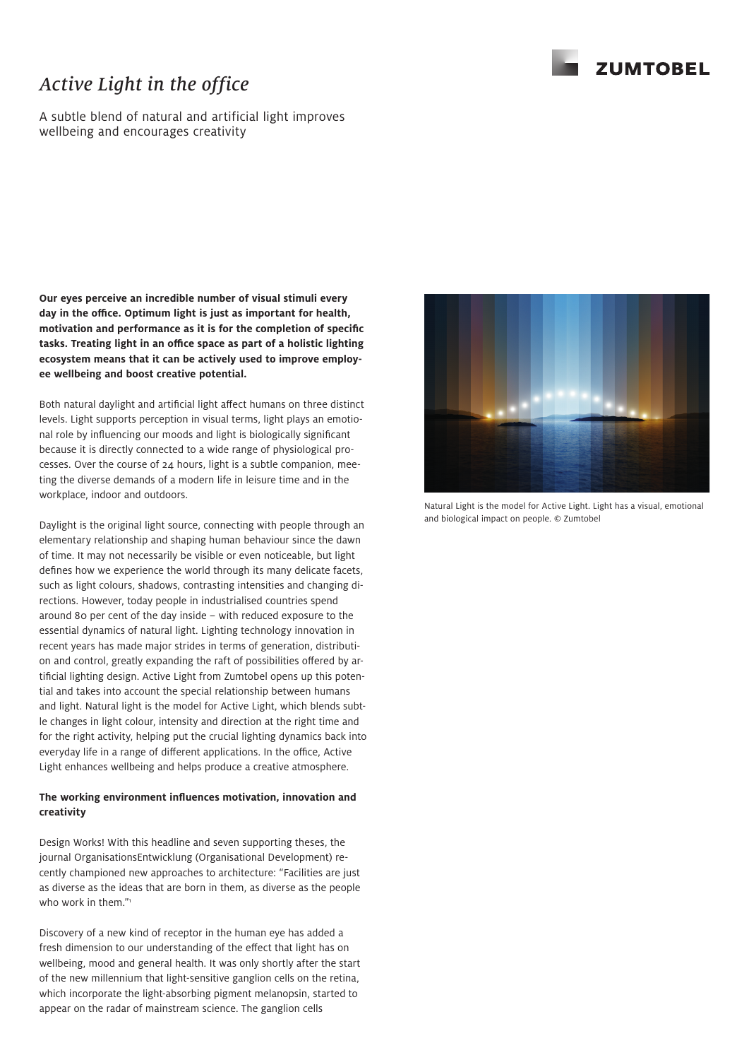# *Active Light in the office*

A subtle blend of natural and artificial light improves wellbeing and encourages creativity

**Our eyes perceive an incredible number of visual stimuli every day in the office. Optimum light is just as important for health, motivation and performance as it is for the completion of specific tasks. Treating light in an office space as part of a holistic lighting ecosystem means that it can be actively used to improve employee wellbeing and boost creative potential.**

Both natural daylight and artificial light affect humans on three distinct levels. Light supports perception in visual terms, light plays an emotional role by influencing our moods and light is biologically significant because it is directly connected to a wide range of physiological processes. Over the course of 24 hours, light is a subtle companion, meeting the diverse demands of a modern life in leisure time and in the workplace, indoor and outdoors.

Daylight is the original light source, connecting with people through an elementary relationship and shaping human behaviour since the dawn of time. It may not necessarily be visible or even noticeable, but light defines how we experience the world through its many delicate facets, such as light colours, shadows, contrasting intensities and changing directions. However, today people in industrialised countries spend around 80 per cent of the day inside – with reduced exposure to the essential dynamics of natural light. Lighting technology innovation in recent years has made major strides in terms of generation, distribution and control, greatly expanding the raft of possibilities offered by artificial lighting design. Active Light from Zumtobel opens up this potential and takes into account the special relationship between humans and light. Natural light is the model for Active Light, which blends subtle changes in light colour, intensity and direction at the right time and for the right activity, helping put the crucial lighting dynamics back into everyday life in a range of different applications. In the office, Active Light enhances wellbeing and helps produce a creative atmosphere.

Natural Light is the model for Active Light. Light has a visual, emotional and biological impact on people. © Zumtobel

### The working environment influences motivation, innovation and creativity

Design Works! With this headline and seven supporting theses, the journal OrganisationsEntwicklung (Organisational Development) recently championed new approaches to architecture: "Facilities are just as diverse as the ideas that are born in them, as diverse as the people who work in them."[1]

Discovery of a new kind of receptor in the human eye has added a fresh dimension to our understanding of the effect that light has on wellbeing, mood and general health. It was only shortly after the start of the new millennium that light-sensitive ganglion cells on the retina, which incorporate the light-absorbing pigment melanopsin, started to appear on the radar of mainstream science. The ganglion cells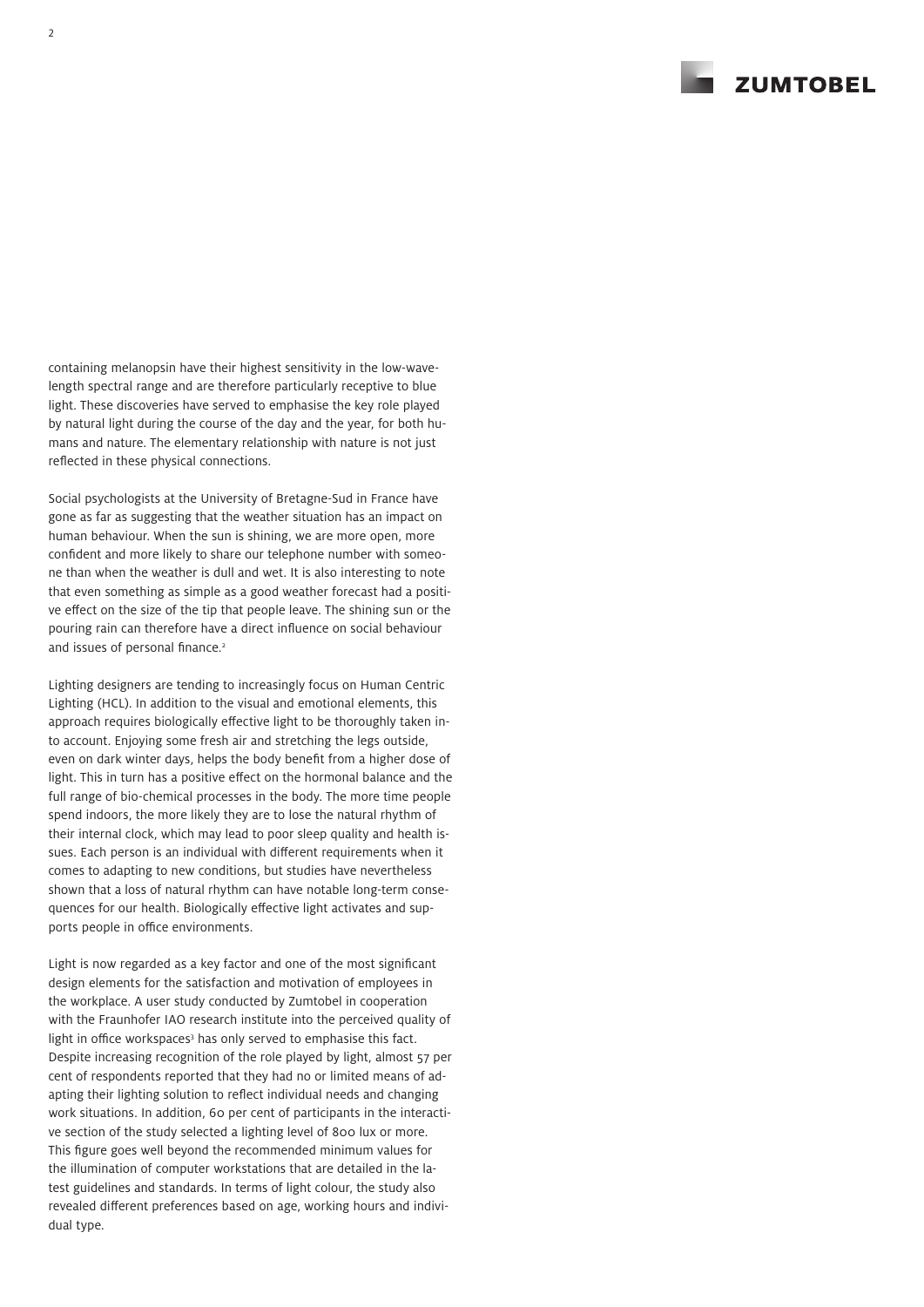containing melanopsin have their highest sensitivity in the low-wavelength spectral range and are therefore particularly receptive to blue light. These discoveries have served to emphasise the key role played by natural light during the course of the day and the year, for both humans and nature. The elementary relationship with nature is not just reflected in these physical connections.

Social psychologists at the University of Bretagne-Sud in France have gone as far as suggesting that the weather situation has an impact on human behaviour. When the sun is shining, we are more open, more confident and more likely to share our telephone number with someone than when the weather is dull and wet. It is also interesting to note that even something as simple as a good weather forecast had a positive effect on the size of the tip that people leave. The shining sun or the pouring rain can therefore have a direct influence on social behaviour and issues of personal finance.[2]

Lighting designers are tending to increasingly focus on Human Centric Lighting (HCL). In addition to the visual and emotional elements, this approach requires biologically effective light to be thoroughly taken into account. Enjoying some fresh air and stretching the legs outside, even on dark winter days, helps the body benefit from a higher dose of light. This in turn has a positive effect on the hormonal balance and the full range of bio-chemical processes in the body. The more time people spend indoors, the more likely they are to lose the natural rhythm of their internal clock, which may lead to poor sleep quality and health issues. Each person is an individual with different requirements when it comes to adapting to new conditions, but studies have nevertheless shown that a loss of natural rhythm can have notable long-term consequences for our health. Biologically effective light activates and supports people in office environments.

Light is now regarded as a key factor and one of the most significant design elements for the satisfaction and motivation of employees in the workplace. A user study conducted by Zumtobel in cooperation with the Fraunhofer IAO research institute into the perceived quality of light in office workspaces[3] has only served to emphasise this fact. Despite increasing recognition of the role played by light, almost 57 per cent of respondents reported that they had no or limited means of adapting their lighting solution to reflect individual needs and changing work situations. In addition, 60 per cent of participants in the interactive section of the study selected a lighting level of 800 lux or more. This figure goes well beyond the recommended minimum values for the illumination of computer workstations that are detailed in the latest guidelines and standards. In terms of light colour, the study also revealed different preferences based on age, working hours and individual type.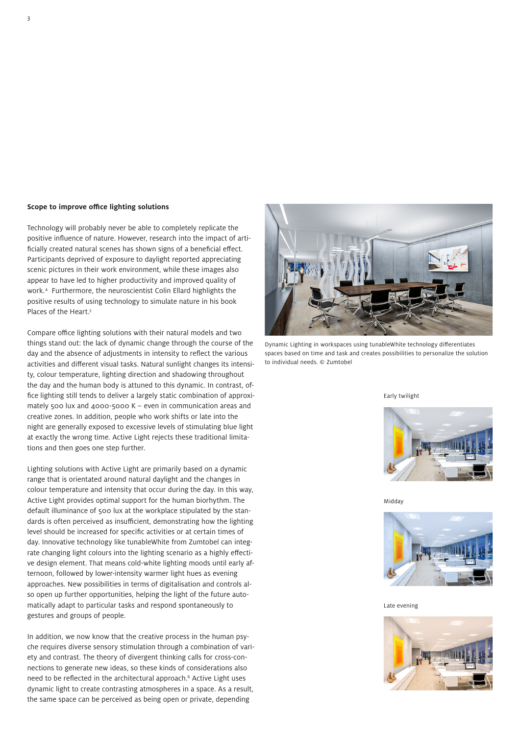## Scope to improve office lighting solutions

Technology will probably never be able to completely replicate the positive influence of nature. However, research into the impact of artificially created natural scenes has shown signs of a beneficial effect. Participants deprived of exposure to daylight reported appreciating scenic pictures in their work environment, while these images also appear to have led to higher productivity and improved quality of work.[4] Furthermore, the neuroscientist Colin Ellard highlights the positive results of using technology to simulate nature in his book Places of the Heart.[5]

Compare office lighting solutions with their natural models and two things stand out: the lack of dynamic change through the course of the day and the absence of adjustments in intensity to reflect the various activities and different visual tasks. Natural sunlight changes its intensity, colour temperature, lighting direction and shadowing throughout the day and the human body is attuned to this dynamic. In contrast, office lighting still tends to deliver a largely static combination of approximately 500 lux and 4000-5000 K – even in communication areas and creative zones. In addition, people who work shifts or late into the night are generally exposed to excessive levels of stimulating blue light at exactly the wrong time. Active Light rejects these traditional limitations and then goes one step further.

Lighting solutions with Active Light are primarily based on a dynamic range that is orientated around natural daylight and the changes in colour temperature and intensity that occur during the day. In this way, Active Light provides optimal support for the human biorhythm. The default illuminance of 500 lux at the workplace stipulated by the standards is often perceived as insufficient, demonstrating how the lighting level should be increased for specific activities or at certain times of day. Innovative technology like tunableWhite from Zumtobel can integrate changing light colours into the lighting scenario as a highly effective design element. That means cold-white lighting moods until early afternoon, followed by lower-intensity warmer light hues as evening approaches. New possibilities in terms of digitalisation and controls also open up further opportunities, helping the light of the future automatically adapt to particular tasks and respond spontaneously to gestures and groups of people.

In addition, we now know that the creative process in the human psyche requires diverse sensory stimulation through a combination of variety and contrast. The theory of divergent thinking calls for cross-connections to generate new ideas, so these kinds of considerations also need to be reflected in the architectural approach.[6] Active Light uses dynamic light to create contrasting atmospheres in a space. As a result, the same space can be perceived as being open or private, depending

Dynamic Lighting in workspaces using tunableWhite technology differentiates spaces based on time and task and creates possibilities to personalize the solution to individual needs. © Zumtobel

Early twilight

Midday

Late evening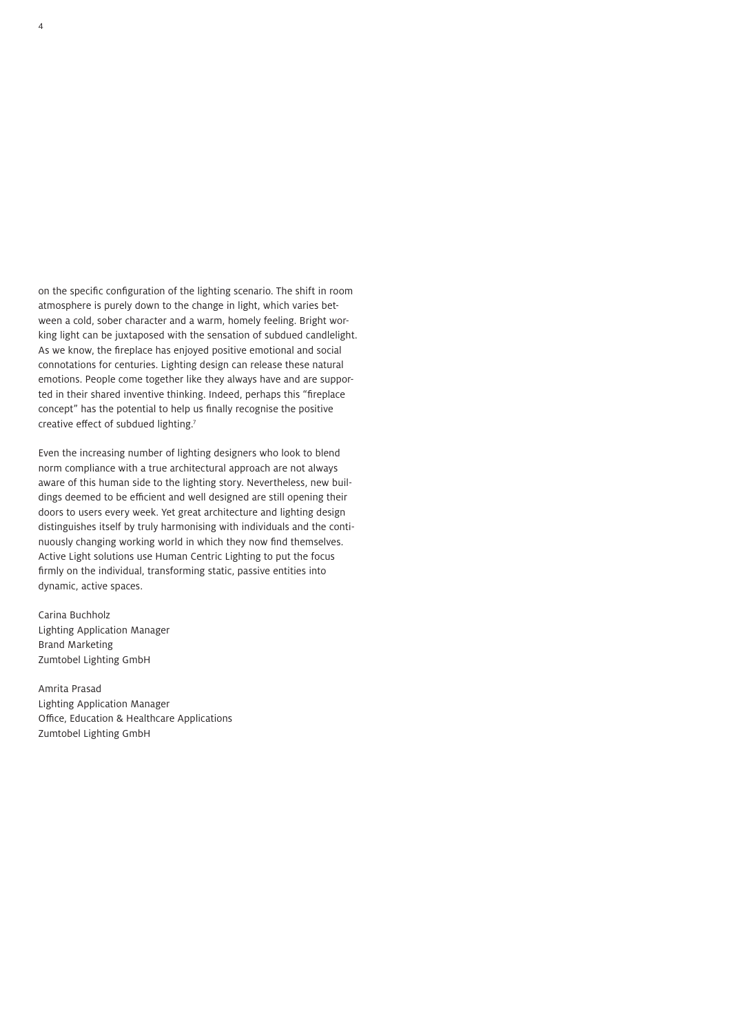on the specific configuration of the lighting scenario. The shift in room atmosphere is purely down to the change in light, which varies between a cold, sober character and a warm, homely feeling. Bright working light can be juxtaposed with the sensation of subdued candlelight. As we know, the fireplace has enjoyed positive emotional and social connotations for centuries. Lighting design can release these natural emotions. People come together like they always have and are supported in their shared inventive thinking. Indeed, perhaps this "fireplace concept" has the potential to help us finally recognise the positive creative effect of subdued lighting.[7]

Even the increasing number of lighting designers who look to blend norm compliance with a true architectural approach are not always aware of this human side to the lighting story. Nevertheless, new buildings deemed to be efficient and well designed are still opening their doors to users every week. Yet great architecture and lighting design distinguishes itself by truly harmonising with individuals and the continuously changing working world in which they now find themselves. Active Light solutions use Human Centric Lighting to put the focus firmly on the individual, transforming static, passive entities into dynamic, active spaces.

Carina Buchholz
Lighting Application Manager
Brand Marketing
Zumtobel Lighting GmbH

Amrita Prasad
Lighting Application Manager
Office, Education & Healthcare Applications
Zumtobel Lighting GmbH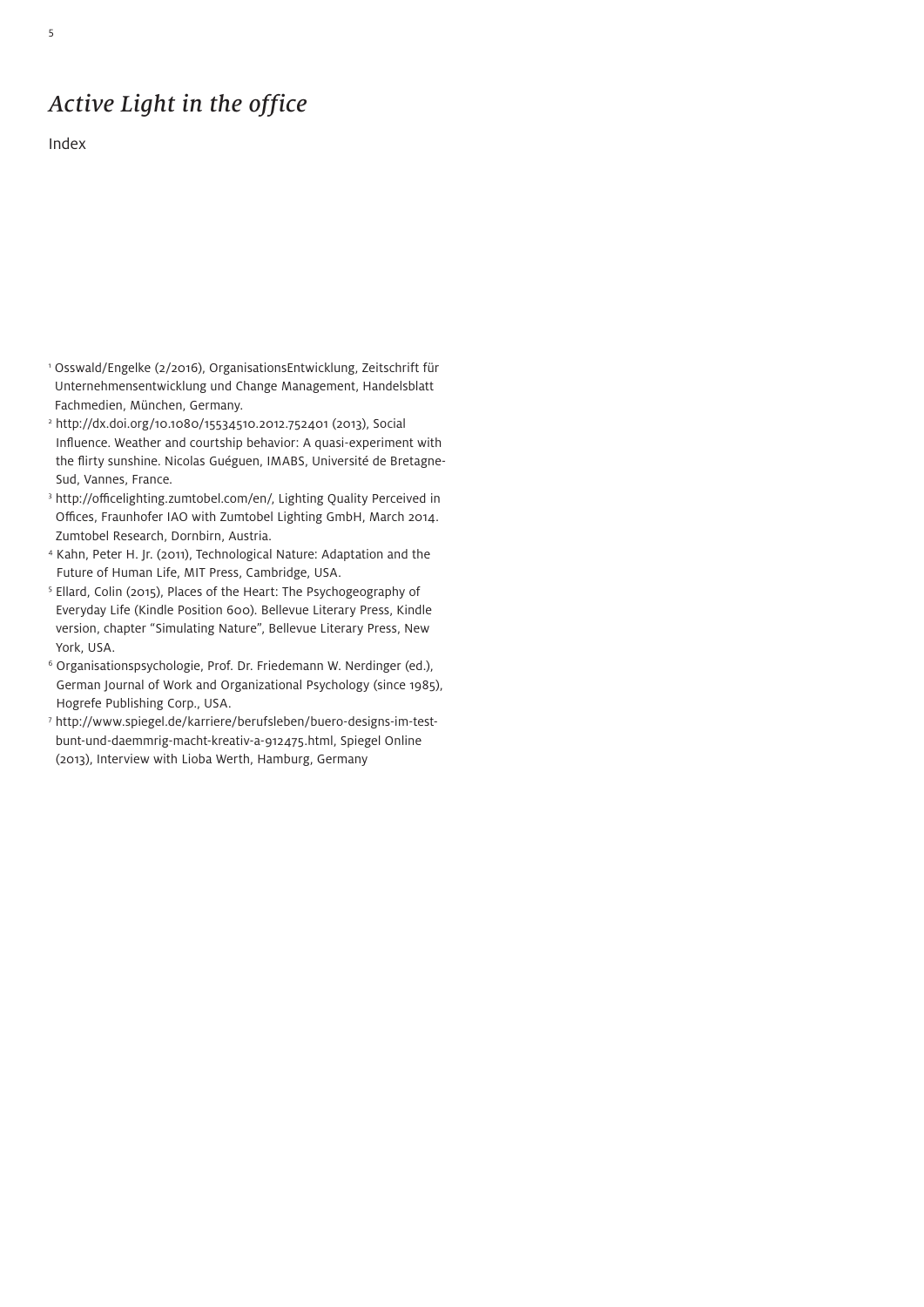# *Active Light in the office*

Index

[1] Osswald/Engelke (2/2016), OrganisationsEntwicklung, Zeitschrift für Unternehmensentwicklung und Change Management, Handelsblatt Fachmedien, München, Germany.

[2] http://dx.doi.org/10.1080/15534510.2012.752401 (2013), Social Influence. Weather and courtship behavior: A quasi-experiment with the flirty sunshine. Nicolas Guéguen, IMABS, Université de Bretagne-Sud, Vannes, France.

[3] http://officelighting.zumtobel.com/en/, Lighting Quality Perceived in Offices, Fraunhofer IAO with Zumtobel Lighting GmbH, March 2014. Zumtobel Research, Dornbirn, Austria.

[4] Kahn, Peter H. Jr. (2011), Technological Nature: Adaptation and the Future of Human Life, MIT Press, Cambridge, USA.

[5] Ellard, Colin (2015), Places of the Heart: The Psychogeography of Everyday Life (Kindle Position 600). Bellevue Literary Press, Kindle version, chapter "Simulating Nature", Bellevue Literary Press, New York, USA.

[6] Organisationspsychologie, Prof. Dr. Friedemann W. Nerdinger (ed.), German Journal of Work and Organizational Psychology (since 1985), Hogrefe Publishing Corp., USA.

[7] http://www.spiegel.de/karriere/berufsleben/buero-designs-im-test-bunt-und-daemmrig-macht-kreativ-a-912475.html, Spiegel Online (2013), Interview with Lioba Werth, Hamburg, Germany